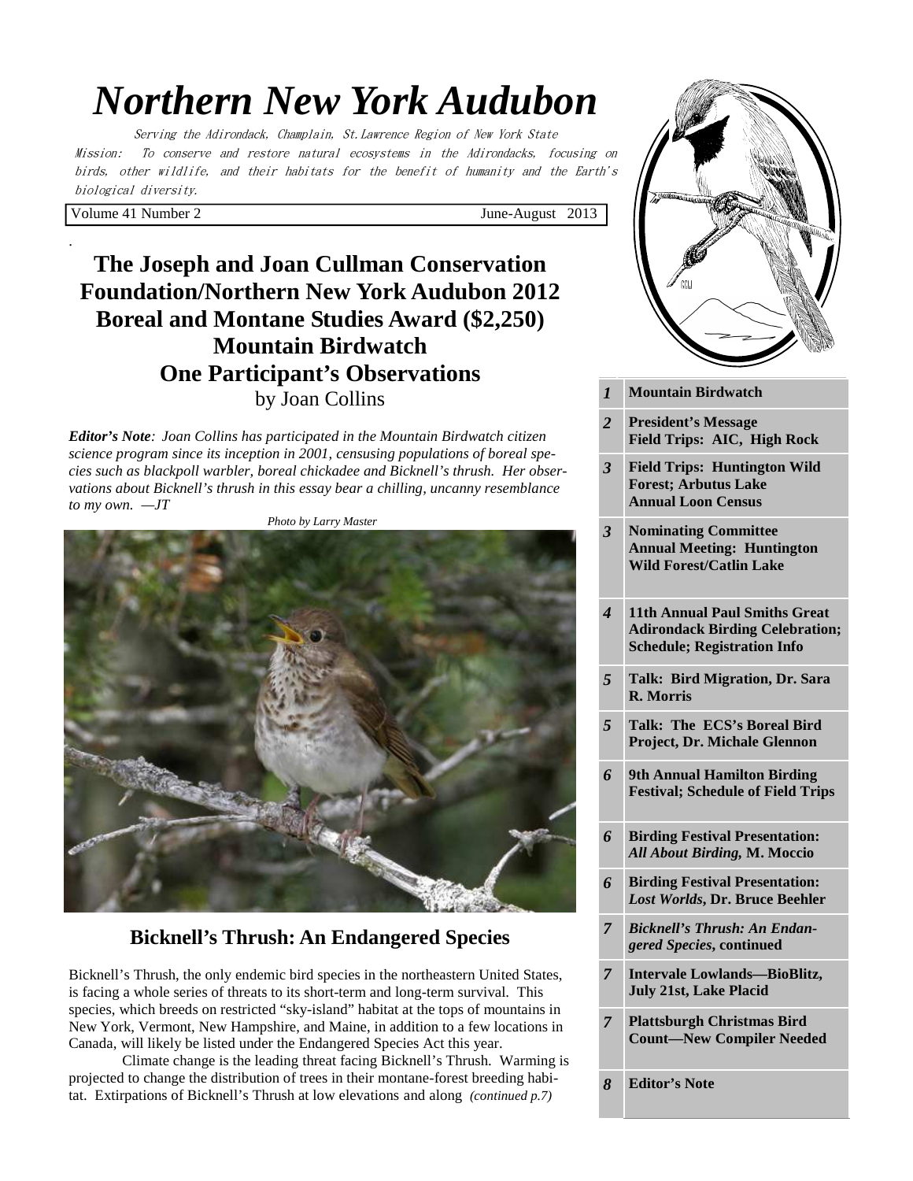# *Northern New York Audubon*

Serving the Adirondack, Champlain, St.Lawrence Region of New York State

Mission: To conserve and restore natural ecosystems in the Adirondacks, focusing on birds, other wildlife, and their habitats for the benefit of humanity and the Earth's biological diversity.

Volume 41 Number 2 June-August 2013

| | |
|---|---|
| *1* | **Mountain Birdwatch** |
| *2* | **President's Message Field Trips: AIC, High Rock** |
| *3* | **Field Trips: Huntington Wild Forest; Arbutus Lake Annual Loon Census** |
| *3* | **Nominating Committee Annual Meeting: Huntington Wild Forest/Catlin Lake** |
| *4* | **11th Annual Paul Smiths Great Adirondack Birding Celebration; Schedule; Registration Info** |
| *5* | **Talk: Bird Migration, Dr. Sara R. Morris** |
| *5* | **Talk: The ECS's Boreal Bird Project, Dr. Michale Glennon** |
| *6* | **9th Annual Hamilton Birding Festival; Schedule of Field Trips** |
| *6* | **Birding Festival Presentation: *All About Birding*, M. Moccio** |
| *6* | **Birding Festival Presentation: *Lost Worlds*, Dr. Bruce Beehler** |
| *7* | ***Bicknell's Thrush: An Endangered Species*, continued** |
| *7* | **Intervale Lowlands—BioBlitz, July 21st, Lake Placid** |
| *7* | **Plattsburgh Christmas Bird Count—New Compiler Needed** |
| *8* | **Editor's Note** |

## The Joseph and Joan Cullman Conservation Foundation/Northern New York Audubon 2012 Boreal and Montane Studies Award ($2,250) Mountain Birdwatch One Participant's Observations

by Joan Collins

***Editor's Note**: Joan Collins has participated in the Mountain Birdwatch citizen science program since its inception in 2001, censusing populations of boreal species such as blackpoll warbler, boreal chickadee and Bicknell's thrush. Her observations about Bicknell's thrush in this essay bear a chilling, uncanny resemblance to my own. —JT*

*Photo by Larry Master*

### Bicknell's Thrush: An Endangered Species

Bicknell's Thrush, the only endemic bird species in the northeastern United States, is facing a whole series of threats to its short-term and long-term survival. This species, which breeds on restricted "sky-island" habitat at the tops of mountains in New York, Vermont, New Hampshire, and Maine, in addition to a few locations in Canada, will likely be listed under the Endangered Species Act this year.

Climate change is the leading threat facing Bicknell's Thrush. Warming is projected to change the distribution of trees in their montane-forest breeding habitat. Extirpations of Bicknell's Thrush at low elevations and along *(continued p.7)*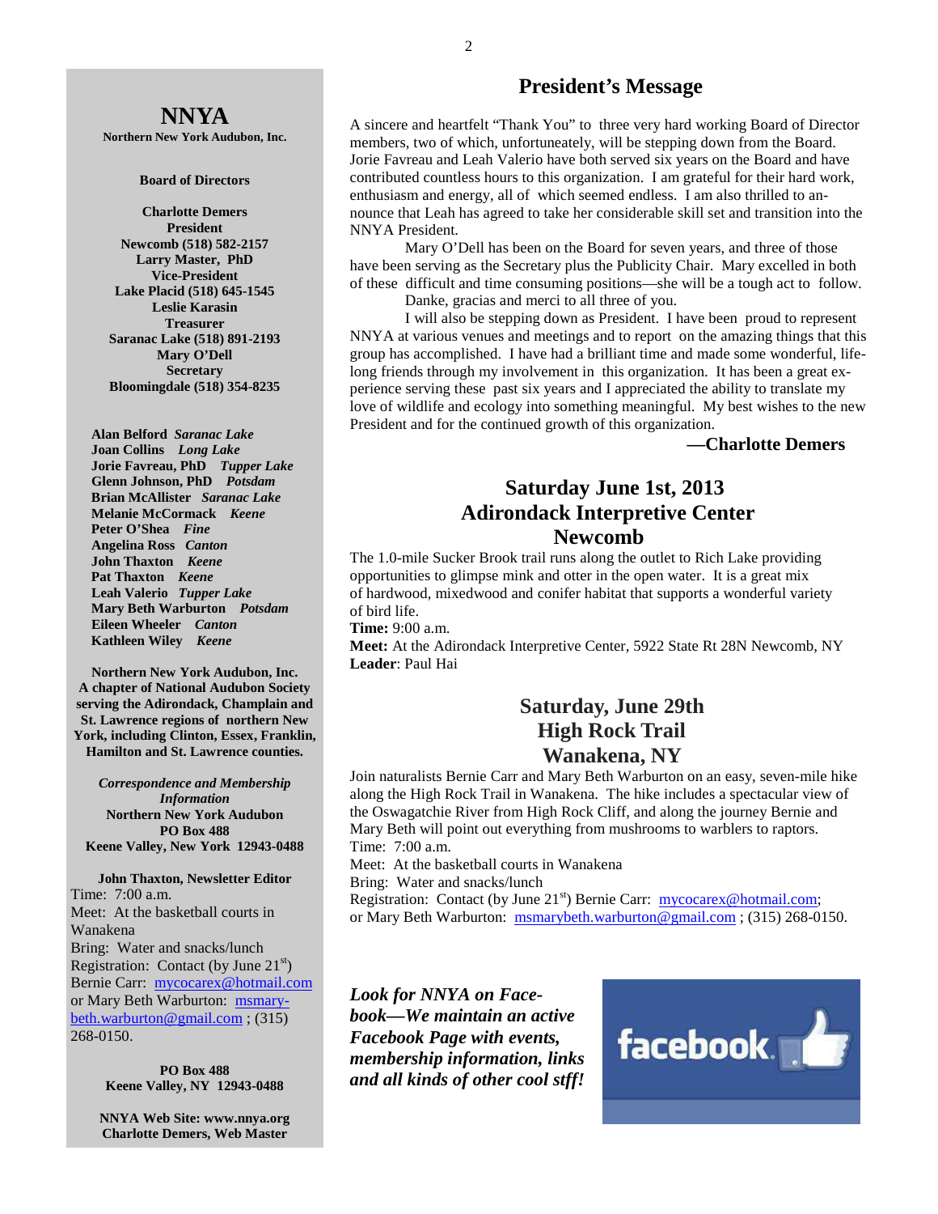# NNYA

**Northern New York Audubon, Inc.**

**Board of Directors**

**Charlotte Demers**
**President**
**Newcomb (518) 582-2157**
**Larry Master, PhD**
**Vice-President**
**Lake Placid (518) 645-1545**
**Leslie Karasin**
**Treasurer**
**Saranac Lake (518) 891-2193**
**Mary O'Dell**
**Secretary**
**Bloomingdale (518) 354-8235**

**Alan Belford** ***Saranac Lake***
**Joan Collins** ***Long Lake***
**Jorie Favreau, PhD** ***Tupper Lake***
**Glenn Johnson, PhD** ***Potsdam***
**Brian McAllister** ***Saranac Lake***
**Melanie McCormack** ***Keene***
**Peter O'Shea** ***Fine***
**Angelina Ross** ***Canton***
**John Thaxton** ***Keene***
**Pat Thaxton** ***Keene***
**Leah Valerio** ***Tupper Lake***
**Mary Beth Warburton** ***Potsdam***
**Eileen Wheeler** ***Canton***
**Kathleen Wiley** ***Keene***

**Northern New York Audubon, Inc. A chapter of National Audubon Society serving the Adirondack, Champlain and St. Lawrence regions of northern New York, including Clinton, Essex, Franklin, Hamilton and St. Lawrence counties.**

***Correspondence and Membership Information***
**Northern New York Audubon**
**PO Box 488**
**Keene Valley, New York 12943-0488**

**John Thaxton, Newsletter Editor**

Time: 7:00 a.m.
Meet: At the basketball courts in Wanakena
Bring: Water and snacks/lunch
Registration: Contact (by June 21st) Bernie Carr: mycocarex@hotmail.com or Mary Beth Warburton: msmarybeth.warburton@gmail.com ; (315) 268-0150.

**PO Box 488**
**Keene Valley, NY 12943-0488**

**NNYA Web Site: www.nnya.org**
**Charlotte Demers, Web Master**

## President's Message

A sincere and heartfelt "Thank You" to three very hard working Board of Director members, two of which, unfortuneately, will be stepping down from the Board. Jorie Favreau and Leah Valerio have both served six years on the Board and have contributed countless hours to this organization. I am grateful for their hard work, enthusiasm and energy, all of which seemed endless. I am also thrilled to announce that Leah has agreed to take her considerable skill set and transition into the NNYA President.

Mary O'Dell has been on the Board for seven years, and three of those have been serving as the Secretary plus the Publicity Chair. Mary excelled in both of these difficult and time consuming positions—she will be a tough act to follow.

Danke, gracias and merci to all three of you.

I will also be stepping down as President. I have been proud to represent NNYA at various venues and meetings and to report on the amazing things that this group has accomplished. I have had a brilliant time and made some wonderful, life-long friends through my involvement in this organization. It has been a great experience serving these past six years and I appreciated the ability to translate my love of wildlife and ecology into something meaningful. My best wishes to the new President and for the continued growth of this organization.

**—Charlotte Demers**

## Saturday June 1st, 2013
## Adirondack Interpretive Center
## Newcomb

The 1.0-mile Sucker Brook trail runs along the outlet to Rich Lake providing opportunities to glimpse mink and otter in the open water. It is a great mix of hardwood, mixedwood and conifer habitat that supports a wonderful variety of bird life.

**Time:** 9:00 a.m.
**Meet:** At the Adirondack Interpretive Center, 5922 State Rt 28N Newcomb, NY
**Leader**: Paul Hai

## Saturday, June 29th
## High Rock Trail
## Wanakena, NY

Join naturalists Bernie Carr and Mary Beth Warburton on an easy, seven-mile hike along the High Rock Trail in Wanakena. The hike includes a spectacular view of the Oswagatchie River from High Rock Cliff, and along the journey Bernie and Mary Beth will point out everything from mushrooms to warblers to raptors.

Time: 7:00 a.m.
Meet: At the basketball courts in Wanakena
Bring: Water and snacks/lunch
Registration: Contact (by June 21st) Bernie Carr: mycocarex@hotmail.com; or Mary Beth Warburton: msmarybeth.warburton@gmail.com ; (315) 268-0150.

***Look for NNYA on Facebook—We maintain an active Facebook Page with events, membership information, links and all kinds of other cool stff!***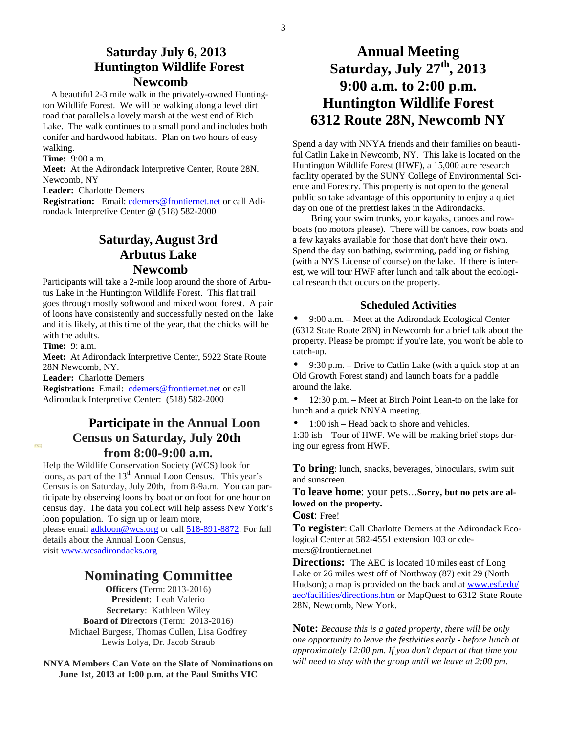## Saturday July 6, 2013
## Huntington Wildlife Forest
## Newcomb

A beautiful 2-3 mile walk in the privately-owned Huntington Wildlife Forest. We will be walking along a level dirt road that parallels a lovely marsh at the west end of Rich Lake. The walk continues to a small pond and includes both conifer and hardwood habitats. Plan on two hours of easy walking.

**Time:** 9:00 a.m.

**Meet:** At the Adirondack Interpretive Center, Route 28N. Newcomb, NY

**Leader:** Charlotte Demers

**Registration:** Email: cdemers@frontiernet.net or call Adirondack Interpretive Center @ (518) 582-2000

## Saturday, August 3rd
## Arbutus Lake
## Newcomb

Participants will take a 2-mile loop around the shore of Arbutus Lake in the Huntington Wildlife Forest. This flat trail goes through mostly softwood and mixed wood forest. A pair of loons have consistently and successfully nested on the lake and it is likely, at this time of the year, that the chicks will be with the adults.

**Time:** 9: a.m.

**Meet:** At Adirondack Interpretive Center, 5922 State Route 28N Newcomb, NY.

**Leader:** Charlotte Demers

**Registration:** Email: cdemers@frontiernet.net or call Adirondack Interpretive Center: (518) 582-2000

## Participate in the Annual Loon Census on Saturday, July 20th from 8:00-9:00 a.m.

Help the Wildlife Conservation Society (WCS) look for loons, as part of the 13th Annual Loon Census. This year's Census is on Saturday, July 20th, from 8-9a.m. You can participate by observing loons by boat or on foot for one hour on census day. The data you collect will help assess New York's loon population. To sign up or learn more, please email adkloon@wcs.org or call 518-891-8872. For full details about the Annual Loon Census, visit www.wcsadirondacks.org

## Nominating Committee

**Officers (**Term: 2013-2016)
**President**: Leah Valerio
**Secretary**: Kathleen Wiley
**Board of Directors** (Term: 2013-2016)
Michael Burgess, Thomas Cullen, Lisa Godfrey
Lewis Lolya, Dr. Jacob Straub

**NNYA Members Can Vote on the Slate of Nominations on June 1st, 2013 at 1:00 p.m. at the Paul Smiths VIC**

# Annual Meeting
# Saturday, July 27th, 2013
# 9:00 a.m. to 2:00 p.m.
# Huntington Wildlife Forest
# 6312 Route 28N, Newcomb NY

Spend a day with NNYA friends and their families on beautiful Catlin Lake in Newcomb, NY. This lake is located on the Huntington Wildlife Forest (HWF), a 15,000 acre research facility operated by the SUNY College of Environmental Science and Forestry. This property is not open to the general public so take advantage of this opportunity to enjoy a quiet day on one of the prettiest lakes in the Adirondacks.

Bring your swim trunks, your kayaks, canoes and rowboats (no motors please). There will be canoes, row boats and a few kayaks available for those that don't have their own. Spend the day sun bathing, swimming, paddling or fishing (with a NYS License of course) on the lake. If there is interest, we will tour HWF after lunch and talk about the ecological research that occurs on the property.

### Scheduled Activities

- 9:00 a.m. – Meet at the Adirondack Ecological Center (6312 State Route 28N) in Newcomb for a brief talk about the property. Please be prompt: if you're late, you won't be able to catch-up.
- 9:30 p.m. – Drive to Catlin Lake (with a quick stop at an Old Growth Forest stand) and launch boats for a paddle around the lake.
- 12:30 p.m. – Meet at Birch Point Lean-to on the lake for lunch and a quick NNYA meeting.
- 1:00 ish – Head back to shore and vehicles.

1:30 ish – Tour of HWF. We will be making brief stops during our egress from HWF.

**To bring**: lunch, snacks, beverages, binoculars, swim suit and sunscreen.

**To leave home**: your pets…**Sorry, but no pets are allowed on the property.**

**Cost**: Free!

**To register**: Call Charlotte Demers at the Adirondack Ecological Center at 582-4551 extension 103 or cdemers@frontiernet.net

**Directions:** The AEC is located 10 miles east of Long Lake or 26 miles west off of Northway (87) exit 29 (North Hudson); a map is provided on the back and at www.esf.edu/aec/facilities/directions.htm or MapQuest to 6312 State Route 28N, Newcomb, New York.

**Note:** *Because this is a gated property, there will be only one opportunity to leave the festivities early - before lunch at approximately 12:00 pm. If you don't depart at that time you will need to stay with the group until we leave at 2:00 pm.*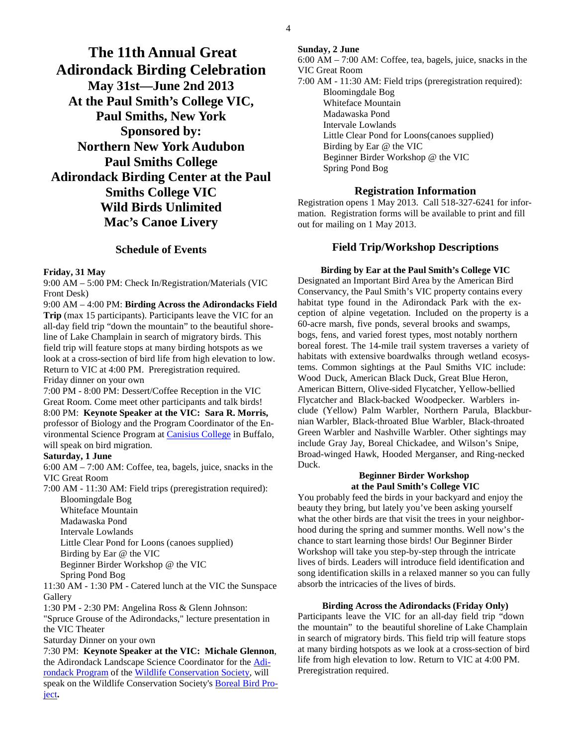# The 11th Annual Great Adirondack Birding Celebration

## May 31st—June 2nd 2013

## At the Paul Smith's College VIC, Paul Smiths, New York

## Sponsored by:

## Northern New York Audubon
## Paul Smiths College
## Adirondack Birding Center at the Paul Smiths College VIC
## Wild Birds Unlimited
## Mac's Canoe Livery

### Schedule of Events

**Friday, 31 May**

9:00 AM – 5:00 PM: Check In/Registration/Materials (VIC Front Desk)

9:00 AM – 4:00 PM: **Birding Across the Adirondacks Field Trip** (max 15 participants). Participants leave the VIC for an all-day field trip "down the mountain" to the beautiful shoreline of Lake Champlain in search of migratory birds. This field trip will feature stops at many birding hotspots as we look at a cross-section of bird life from high elevation to low. Return to VIC at 4:00 PM. Preregistration required.

Friday dinner on your own

7:00 PM - 8:00 PM: Dessert/Coffee Reception in the VIC Great Room. Come meet other participants and talk birds!

8:00 PM: **Keynote Speaker at the VIC: Sara R. Morris,** professor of Biology and the Program Coordinator of the Environmental Science Program at Canisius College in Buffalo, will speak on bird migration.

**Saturday, 1 June**

6:00 AM – 7:00 AM: Coffee, tea, bagels, juice, snacks in the VIC Great Room

7:00 AM - 11:30 AM: Field trips (preregistration required):

- Bloomingdale Bog
- Whiteface Mountain
- Madawaska Pond
- Intervale Lowlands
- Little Clear Pond for Loons (canoes supplied)
- Birding by Ear @ the VIC
- Beginner Birder Workshop @ the VIC
- Spring Pond Bog

11:30 AM - 1:30 PM - Catered lunch at the VIC the Sunspace Gallery

1:30 PM - 2:30 PM: Angelina Ross & Glenn Johnson: "Spruce Grouse of the Adirondacks," lecture presentation in the VIC Theater

Saturday Dinner on your own

7:30 PM: **Keynote Speaker at the VIC: Michale Glennon**, the Adirondack Landscape Science Coordinator for the Adirondack Program of the Wildlife Conservation Society, will speak on the Wildlife Conservation Society's Boreal Bird Project**.**

**Sunday, 2 June**

6:00 AM – 7:00 AM: Coffee, tea, bagels, juice, snacks in the VIC Great Room

7:00 AM - 11:30 AM: Field trips (preregistration required):

- Bloomingdale Bog
- Whiteface Mountain
- Madawaska Pond
- Intervale Lowlands
- Little Clear Pond for Loons(canoes supplied)
- Birding by Ear @ the VIC
- Beginner Birder Workshop @ the VIC
- Spring Pond Bog

### Registration Information

Registration opens 1 May 2013. Call 518-327-6241 for information. Registration forms will be available to print and fill out for mailing on 1 May 2013.

### Field Trip/Workshop Descriptions

**Birding by Ear at the Paul Smith's College VIC**

Designated an Important Bird Area by the American Bird Conservancy, the Paul Smith's VIC property contains every habitat type found in the Adirondack Park with the exception of alpine vegetation. Included on the property is a 60-acre marsh, five ponds, several brooks and swamps, bogs, fens, and varied forest types, most notably northern boreal forest. The 14-mile trail system traverses a variety of habitats with extensive boardwalks through wetland ecosystems. Common sightings at the Paul Smiths VIC include: Wood Duck, American Black Duck, Great Blue Heron, American Bittern, Olive-sided Flycatcher, Yellow-bellied Flycatcher and Black-backed Woodpecker. Warblers include (Yellow) Palm Warbler, Northern Parula, Blackburnian Warbler, Black-throated Blue Warbler, Black-throated Green Warbler and Nashville Warbler. Other sightings may include Gray Jay, Boreal Chickadee, and Wilson's Snipe, Broad-winged Hawk, Hooded Merganser, and Ring-necked Duck.

**Beginner Birder Workshop at the Paul Smith's College VIC**

You probably feed the birds in your backyard and enjoy the beauty they bring, but lately you've been asking yourself what the other birds are that visit the trees in your neighborhood during the spring and summer months. Well now's the chance to start learning those birds! Our Beginner Birder Workshop will take you step-by-step through the intricate lives of birds. Leaders will introduce field identification and song identification skills in a relaxed manner so you can fully absorb the intricacies of the lives of birds.

**Birding Across the Adirondacks (Friday Only)**

Participants leave the VIC for an all-day field trip "down the mountain" to the beautiful shoreline of Lake Champlain in search of migratory birds. This field trip will feature stops at many birding hotspots as we look at a cross-section of bird life from high elevation to low. Return to VIC at 4:00 PM. Preregistration required.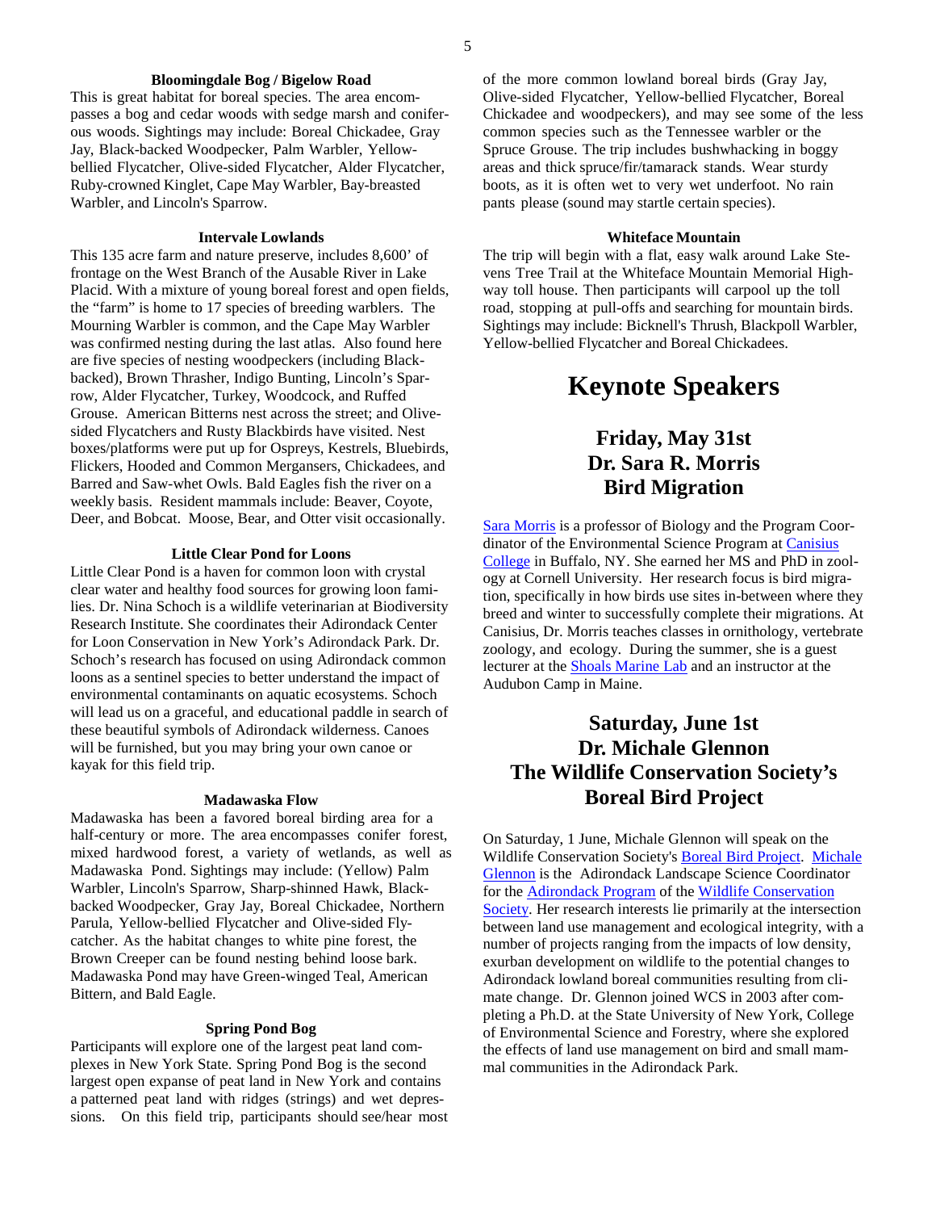### Bloomingdale Bog / Bigelow Road

This is great habitat for boreal species. The area encompasses a bog and cedar woods with sedge marsh and coniferous woods. Sightings may include: Boreal Chickadee, Gray Jay, Black-backed Woodpecker, Palm Warbler, Yellow-bellied Flycatcher, Olive-sided Flycatcher, Alder Flycatcher, Ruby-crowned Kinglet, Cape May Warbler, Bay-breasted Warbler, and Lincoln's Sparrow.

### Intervale Lowlands

This 135 acre farm and nature preserve, includes 8,600' of frontage on the West Branch of the Ausable River in Lake Placid. With a mixture of young boreal forest and open fields, the "farm" is home to 17 species of breeding warblers. The Mourning Warbler is common, and the Cape May Warbler was confirmed nesting during the last atlas. Also found here are five species of nesting woodpeckers (including Black-backed), Brown Thrasher, Indigo Bunting, Lincoln's Sparrow, Alder Flycatcher, Turkey, Woodcock, and Ruffed Grouse. American Bitterns nest across the street; and Olive-sided Flycatchers and Rusty Blackbirds have visited. Nest boxes/platforms were put up for Ospreys, Kestrels, Bluebirds, Flickers, Hooded and Common Mergansers, Chickadees, and Barred and Saw-whet Owls. Bald Eagles fish the river on a weekly basis. Resident mammals include: Beaver, Coyote, Deer, and Bobcat. Moose, Bear, and Otter visit occasionally.

### Little Clear Pond for Loons

Little Clear Pond is a haven for common loon with crystal clear water and healthy food sources for growing loon families. Dr. Nina Schoch is a wildlife veterinarian at Biodiversity Research Institute. She coordinates their Adirondack Center for Loon Conservation in New York's Adirondack Park. Dr. Schoch's research has focused on using Adirondack common loons as a sentinel species to better understand the impact of environmental contaminants on aquatic ecosystems. Schoch will lead us on a graceful, and educational paddle in search of these beautiful symbols of Adirondack wilderness. Canoes will be furnished, but you may bring your own canoe or kayak for this field trip.

### Madawaska Flow

Madawaska has been a favored boreal birding area for a half-century or more. The area encompasses conifer forest, mixed hardwood forest, a variety of wetlands, as well as Madawaska Pond. Sightings may include: (Yellow) Palm Warbler, Lincoln's Sparrow, Sharp-shinned Hawk, Black-backed Woodpecker, Gray Jay, Boreal Chickadee, Northern Parula, Yellow-bellied Flycatcher and Olive-sided Flycatcher. As the habitat changes to white pine forest, the Brown Creeper can be found nesting behind loose bark. Madawaska Pond may have Green-winged Teal, American Bittern, and Bald Eagle.

### Spring Pond Bog

Participants will explore one of the largest peat land complexes in New York State. Spring Pond Bog is the second largest open expanse of peat land in New York and contains a patterned peat land with ridges (strings) and wet depressions. On this field trip, participants should see/hear most of the more common lowland boreal birds (Gray Jay, Olive-sided Flycatcher, Yellow-bellied Flycatcher, Boreal Chickadee and woodpeckers), and may see some of the less common species such as the Tennessee warbler or the Spruce Grouse. The trip includes bushwhacking in boggy areas and thick spruce/fir/tamarack stands. Wear sturdy boots, as it is often wet to very wet underfoot. No rain pants please (sound may startle certain species).

### Whiteface Mountain

The trip will begin with a flat, easy walk around Lake Stevens Tree Trail at the Whiteface Mountain Memorial Highway toll house. Then participants will carpool up the toll road, stopping at pull-offs and searching for mountain birds. Sightings may include: Bicknell's Thrush, Blackpoll Warbler, Yellow-bellied Flycatcher and Boreal Chickadees.

# Keynote Speakers

## Friday, May 31st
## Dr. Sara R. Morris
## Bird Migration

Sara Morris is a professor of Biology and the Program Coordinator of the Environmental Science Program at Canisius College in Buffalo, NY. She earned her MS and PhD in zoology at Cornell University. Her research focus is bird migration, specifically in how birds use sites in-between where they breed and winter to successfully complete their migrations. At Canisius, Dr. Morris teaches classes in ornithology, vertebrate zoology, and ecology. During the summer, she is a guest lecturer at the Shoals Marine Lab and an instructor at the Audubon Camp in Maine.

## Saturday, June 1st
## Dr. Michale Glennon
## The Wildlife Conservation Society's Boreal Bird Project

On Saturday, 1 June, Michale Glennon will speak on the Wildlife Conservation Society's Boreal Bird Project. Michale Glennon is the Adirondack Landscape Science Coordinator for the Adirondack Program of the Wildlife Conservation Society. Her research interests lie primarily at the intersection between land use management and ecological integrity, with a number of projects ranging from the impacts of low density, exurban development on wildlife to the potential changes to Adirondack lowland boreal communities resulting from climate change. Dr. Glennon joined WCS in 2003 after completing a Ph.D. at the State University of New York, College of Environmental Science and Forestry, where she explored the effects of land use management on bird and small mammal communities in the Adirondack Park.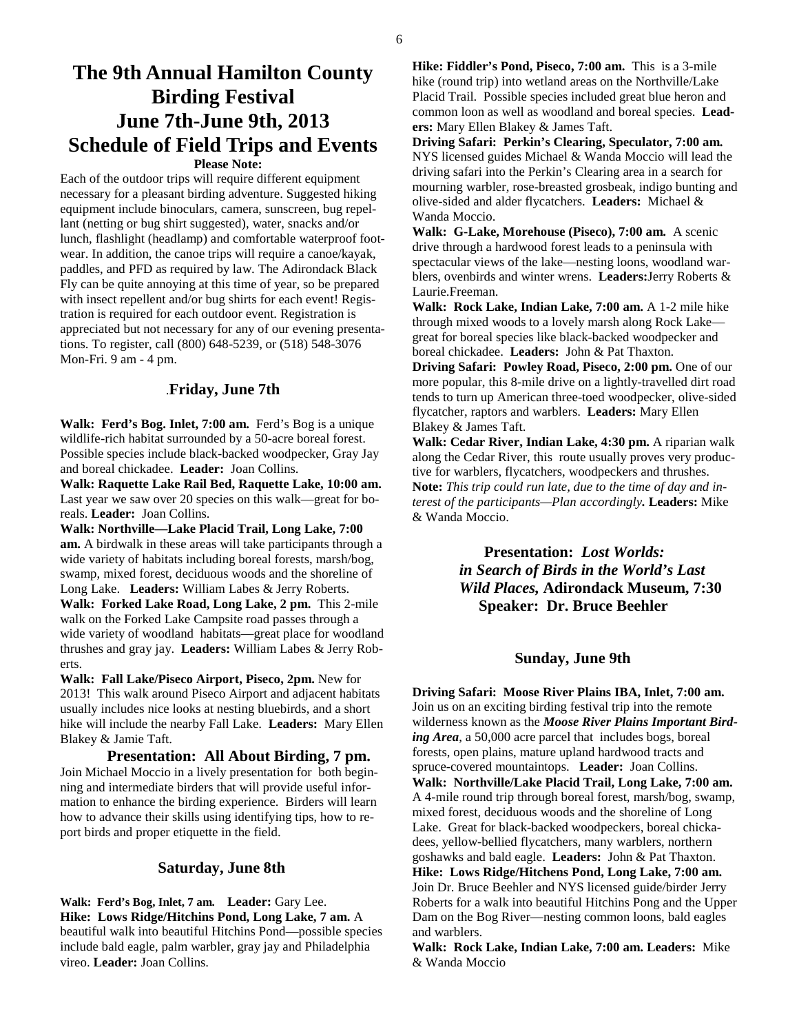# The 9th Annual Hamilton County Birding Festival
# June 7th-June 9th, 2013
# Schedule of Field Trips and Events

**Please Note:**

Each of the outdoor trips will require different equipment necessary for a pleasant birding adventure. Suggested hiking equipment include binoculars, camera, sunscreen, bug repellant (netting or bug shirt suggested), water, snacks and/or lunch, flashlight (headlamp) and comfortable waterproof footwear. In addition, the canoe trips will require a canoe/kayak, paddles, and PFD as required by law. The Adirondack Black Fly can be quite annoying at this time of year, so be prepared with insect repellent and/or bug shirts for each event! Registration is required for each outdoor event. Registration is appreciated but not necessary for any of our evening presentations. To register, call (800) 648-5239, or (518) 548-3076 Mon-Fri. 9 am - 4 pm.

## .Friday, June 7th

**Walk: Ferd's Bog. Inlet, 7:00 am.** Ferd's Bog is a unique wildlife-rich habitat surrounded by a 50-acre boreal forest. Possible species include black-backed woodpecker, Gray Jay and boreal chickadee. **Leader:** Joan Collins.

**Walk: Raquette Lake Rail Bed, Raquette Lake, 10:00 am.** Last year we saw over 20 species on this walk—great for boreals. **Leader:** Joan Collins.

**Walk: Northville—Lake Placid Trail, Long Lake, 7:00 am.** A birdwalk in these areas will take participants through a wide variety of habitats including boreal forests, marsh/bog, swamp, mixed forest, deciduous woods and the shoreline of Long Lake. **Leaders:** William Labes & Jerry Roberts.

**Walk: Forked Lake Road, Long Lake, 2 pm.** This 2-mile walk on the Forked Lake Campsite road passes through a wide variety of woodland habitats—great place for woodland thrushes and gray jay. **Leaders:** William Labes & Jerry Roberts.

**Walk: Fall Lake/Piseco Airport, Piseco, 2pm.** New for 2013! This walk around Piseco Airport and adjacent habitats usually includes nice looks at nesting bluebirds, and a short hike will include the nearby Fall Lake. **Leaders:** Mary Ellen Blakey & Jamie Taft.

**Presentation: All About Birding, 7 pm.**

Join Michael Moccio in a lively presentation for both beginning and intermediate birders that will provide useful information to enhance the birding experience. Birders will learn how to advance their skills using identifying tips, how to report birds and proper etiquette in the field.

## Saturday, June 8th

**Walk: Ferd's Bog, Inlet, 7 am. Leader:** Gary Lee.

**Hike: Lows Ridge/Hitchins Pond, Long Lake, 7 am.** A beautiful walk into beautiful Hitchins Pond—possible species include bald eagle, palm warbler, gray jay and Philadelphia vireo. **Leader:** Joan Collins.

**Hike: Fiddler's Pond, Piseco, 7:00 am.** This is a 3-mile hike (round trip) into wetland areas on the Northville/Lake Placid Trail. Possible species included great blue heron and common loon as well as woodland and boreal species. **Leaders:** Mary Ellen Blakey & James Taft.

**Driving Safari: Perkin's Clearing, Speculator, 7:00 am.** NYS licensed guides Michael & Wanda Moccio will lead the driving safari into the Perkin's Clearing area in a search for mourning warbler, rose-breasted grosbeak, indigo bunting and olive-sided and alder flycatchers. **Leaders:** Michael & Wanda Moccio.

**Walk: G-Lake, Morehouse (Piseco), 7:00 am.** A scenic drive through a hardwood forest leads to a peninsula with spectacular views of the lake—nesting loons, woodland warblers, ovenbirds and winter wrens. **Leaders:**Jerry Roberts & Laurie.Freeman.

**Walk: Rock Lake, Indian Lake, 7:00 am.** A 1-2 mile hike through mixed woods to a lovely marsh along Rock Lake—great for boreal species like black-backed woodpecker and boreal chickadee. **Leaders:** John & Pat Thaxton.

**Driving Safari: Powley Road, Piseco, 2:00 pm.** One of our more popular, this 8-mile drive on a lightly-travelled dirt road tends to turn up American three-toed woodpecker, olive-sided flycatcher, raptors and warblers. **Leaders:** Mary Ellen Blakey & James Taft.

**Walk: Cedar River, Indian Lake, 4:30 pm.** A riparian walk along the Cedar River, this route usually proves very productive for warblers, flycatchers, woodpeckers and thrushes. **Note:** *This trip could run late, due to the time of day and interest of the participants—Plan accordingly***. Leaders:** Mike & Wanda Moccio.

**Presentation: *Lost Worlds: in Search of Birds in the World's Last Wild Places,* Adirondack Museum, 7:30**
**Speaker: Dr. Bruce Beehler**

## Sunday, June 9th

**Driving Safari: Moose River Plains IBA, Inlet, 7:00 am.** Join us on an exciting birding festival trip into the remote wilderness known as the ***Moose River Plains Important Birding Area***, a 50,000 acre parcel that includes bogs, boreal forests, open plains, mature upland hardwood tracts and spruce-covered mountaintops. **Leader:** Joan Collins.

**Walk: Northville/Lake Placid Trail, Long Lake, 7:00 am.** A 4-mile round trip through boreal forest, marsh/bog, swamp, mixed forest, deciduous woods and the shoreline of Long Lake. Great for black-backed woodpeckers, boreal chickadees, yellow-bellied flycatchers, many warblers, northern goshawks and bald eagle. **Leaders:** John & Pat Thaxton.

**Hike: Lows Ridge/Hitchens Pond, Long Lake, 7:00 am.** Join Dr. Bruce Beehler and NYS licensed guide/birder Jerry Roberts for a walk into beautiful Hitchins Pong and the Upper Dam on the Bog River—nesting common loons, bald eagles and warblers.

**Walk: Rock Lake, Indian Lake, 7:00 am. Leaders:** Mike & Wanda Moccio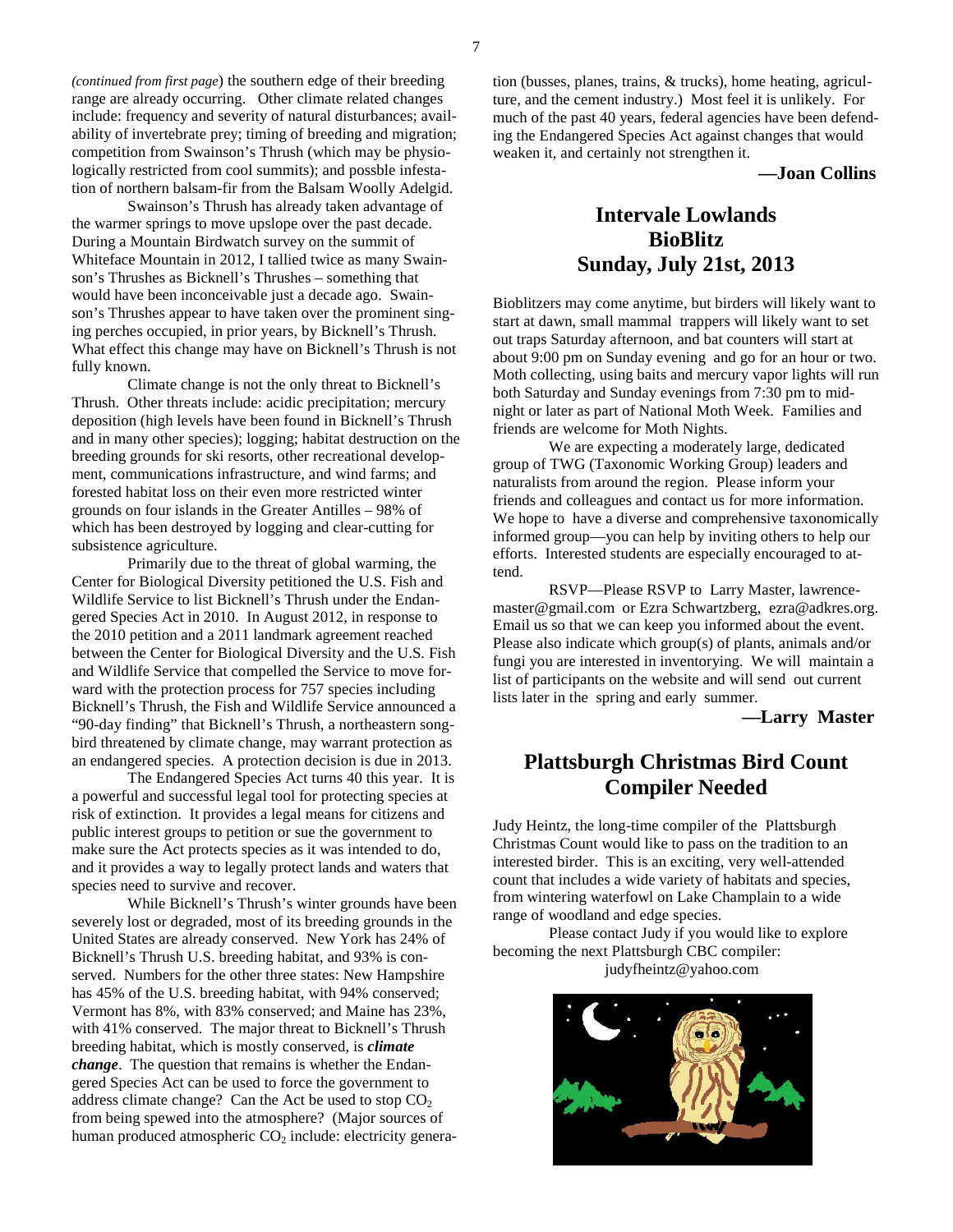(*continued from first page*) the southern edge of their breeding range are already occurring. Other climate related changes include: frequency and severity of natural disturbances; availability of invertebrate prey; timing of breeding and migration; competition from Swainson's Thrush (which may be physiologically restricted from cool summits); and possble infestation of northern balsam-fir from the Balsam Woolly Adelgid.

Swainson's Thrush has already taken advantage of the warmer springs to move upslope over the past decade. During a Mountain Birdwatch survey on the summit of Whiteface Mountain in 2012, I tallied twice as many Swainson's Thrushes as Bicknell's Thrushes – something that would have been inconceivable just a decade ago. Swainson's Thrushes appear to have taken over the prominent singing perches occupied, in prior years, by Bicknell's Thrush. What effect this change may have on Bicknell's Thrush is not fully known.

Climate change is not the only threat to Bicknell's Thrush. Other threats include: acidic precipitation; mercury deposition (high levels have been found in Bicknell's Thrush and in many other species); logging; habitat destruction on the breeding grounds for ski resorts, other recreational development, communications infrastructure, and wind farms; and forested habitat loss on their even more restricted winter grounds on four islands in the Greater Antilles – 98% of which has been destroyed by logging and clear-cutting for subsistence agriculture.

Primarily due to the threat of global warming, the Center for Biological Diversity petitioned the U.S. Fish and Wildlife Service to list Bicknell's Thrush under the Endangered Species Act in 2010. In August 2012, in response to the 2010 petition and a 2011 landmark agreement reached between the Center for Biological Diversity and the U.S. Fish and Wildlife Service that compelled the Service to move forward with the protection process for 757 species including Bicknell's Thrush, the Fish and Wildlife Service announced a "90-day finding" that Bicknell's Thrush, a northeastern songbird threatened by climate change, may warrant protection as an endangered species. A protection decision is due in 2013.

The Endangered Species Act turns 40 this year. It is a powerful and successful legal tool for protecting species at risk of extinction. It provides a legal means for citizens and public interest groups to petition or sue the government to make sure the Act protects species as it was intended to do, and it provides a way to legally protect lands and waters that species need to survive and recover.

While Bicknell's Thrush's winter grounds have been severely lost or degraded, most of its breeding grounds in the United States are already conserved. New York has 24% of Bicknell's Thrush U.S. breeding habitat, and 93% is conserved. Numbers for the other three states: New Hampshire has 45% of the U.S. breeding habitat, with 94% conserved; Vermont has 8%, with 83% conserved; and Maine has 23%, with 41% conserved. The major threat to Bicknell's Thrush breeding habitat, which is mostly conserved, is ***climate change***. The question that remains is whether the Endangered Species Act can be used to force the government to address climate change? Can the Act be used to stop $CO_2$ from being spewed into the atmosphere? (Major sources of human produced atmospheric $CO_2$ include: electricity generation (busses, planes, trains, & trucks), home heating, agriculture, and the cement industry.) Most feel it is unlikely. For much of the past 40 years, federal agencies have been defending the Endangered Species Act against changes that would weaken it, and certainly not strengthen it.

**—Joan Collins**

## Intervale Lowlands BioBlitz Sunday, July 21st, 2013

Bioblitzers may come anytime, but birders will likely want to start at dawn, small mammal trappers will likely want to set out traps Saturday afternoon, and bat counters will start at about 9:00 pm on Sunday evening and go for an hour or two. Moth collecting, using baits and mercury vapor lights will run both Saturday and Sunday evenings from 7:30 pm to midnight or later as part of National Moth Week. Families and friends are welcome for Moth Nights.

We are expecting a moderately large, dedicated group of TWG (Taxonomic Working Group) leaders and naturalists from around the region. Please inform your friends and colleagues and contact us for more information. We hope to have a diverse and comprehensive taxonomically informed group—you can help by inviting others to help our efforts. Interested students are especially encouraged to attend.

RSVP—Please RSVP to Larry Master, lawrencemaster@gmail.com or Ezra Schwartzberg, ezra@adkres.org. Email us so that we can keep you informed about the event. Please also indicate which group(s) of plants, animals and/or fungi you are interested in inventorying. We will maintain a list of participants on the website and will send out current lists later in the spring and early summer.

**—Larry Master**

## Plattsburgh Christmas Bird Count Compiler Needed

Judy Heintz, the long-time compiler of the Plattsburgh Christmas Count would like to pass on the tradition to an interested birder. This is an exciting, very well-attended count that includes a wide variety of habitats and species, from wintering waterfowl on Lake Champlain to a wide range of woodland and edge species.

Please contact Judy if you would like to explore becoming the next Plattsburgh CBC compiler:
judyfheintz@yahoo.com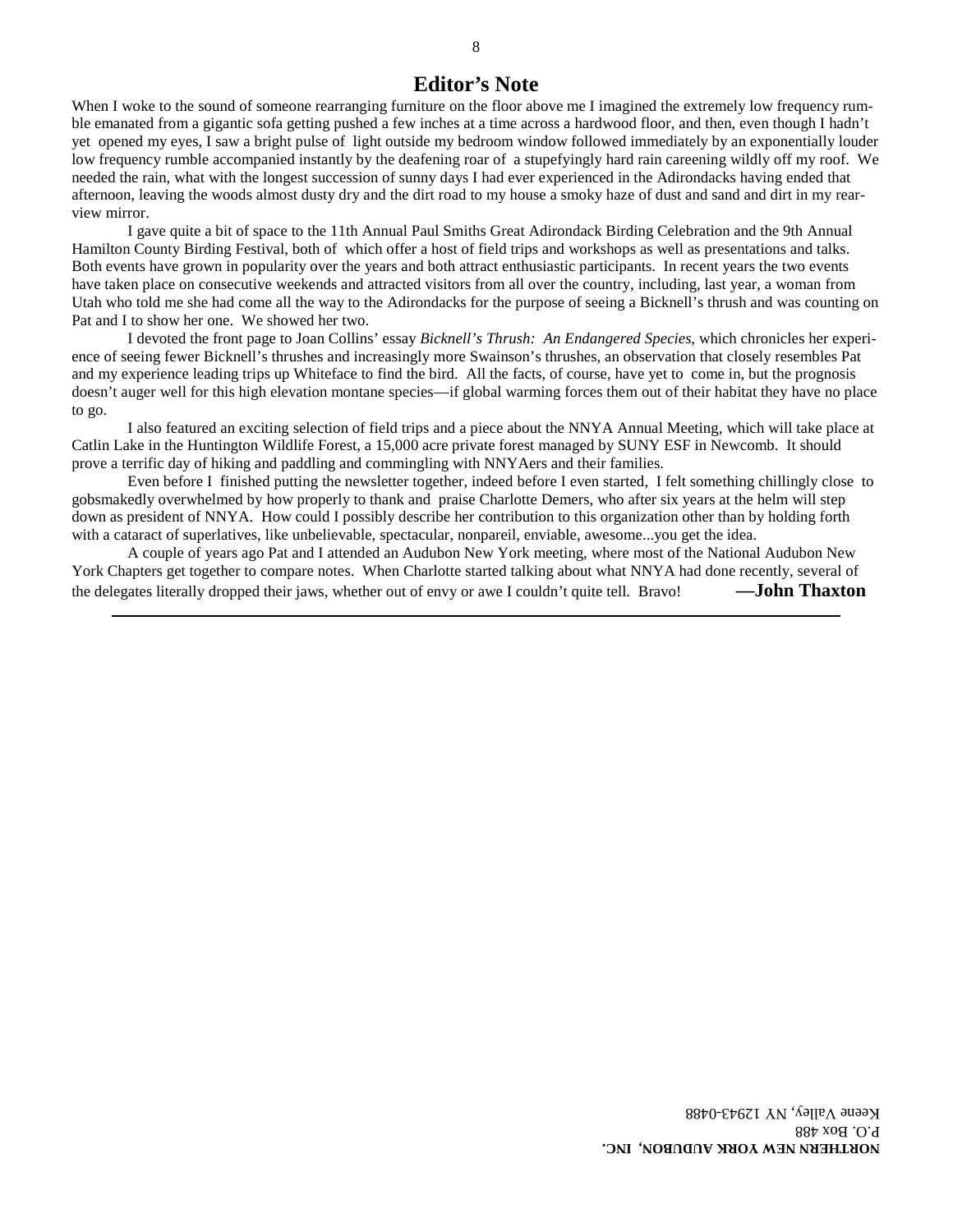# Editor's Note

When I woke to the sound of someone rearranging furniture on the floor above me I imagined the extremely low frequency rumble emanated from a gigantic sofa getting pushed a few inches at a time across a hardwood floor, and then, even though I hadn't yet opened my eyes, I saw a bright pulse of light outside my bedroom window followed immediately by an exponentially louder low frequency rumble accompanied instantly by the deafening roar of a stupefyingly hard rain careening wildly off my roof. We needed the rain, what with the longest succession of sunny days I had ever experienced in the Adirondacks having ended that afternoon, leaving the woods almost dusty dry and the dirt road to my house a smoky haze of dust and sand and dirt in my rear-view mirror.

I gave quite a bit of space to the 11th Annual Paul Smiths Great Adirondack Birding Celebration and the 9th Annual Hamilton County Birding Festival, both of which offer a host of field trips and workshops as well as presentations and talks. Both events have grown in popularity over the years and both attract enthusiastic participants. In recent years the two events have taken place on consecutive weekends and attracted visitors from all over the country, including, last year, a woman from Utah who told me she had come all the way to the Adirondacks for the purpose of seeing a Bicknell's thrush and was counting on Pat and I to show her one. We showed her two.

I devoted the front page to Joan Collins' essay *Bicknell's Thrush: An Endangered Species*, which chronicles her experience of seeing fewer Bicknell's thrushes and increasingly more Swainson's thrushes, an observation that closely resembles Pat and my experience leading trips up Whiteface to find the bird. All the facts, of course, have yet to come in, but the prognosis doesn't auger well for this high elevation montane species—if global warming forces them out of their habitat they have no place to go.

I also featured an exciting selection of field trips and a piece about the NNYA Annual Meeting, which will take place at Catlin Lake in the Huntington Wildlife Forest, a 15,000 acre private forest managed by SUNY ESF in Newcomb. It should prove a terrific day of hiking and paddling and commingling with NNYAers and their families.

Even before I finished putting the newsletter together, indeed before I even started, I felt something chillingly close to gobsmakedly overwhelmed by how properly to thank and praise Charlotte Demers, who after six years at the helm will step down as president of NNYA. How could I possibly describe her contribution to this organization other than by holding forth with a cataract of superlatives, like unbelievable, spectacular, nonpareil, enviable, awesome...you get the idea.

A couple of years ago Pat and I attended an Audubon New York meeting, where most of the National Audubon New York Chapters get together to compare notes. When Charlotte started talking about what NNYA had done recently, several of the delegates literally dropped their jaws, whether out of envy or awe I couldn't quite tell. Bravo! **—John Thaxton**

---

**NORTHERN NEW YORK AUDUBON, INC.**
P.O. Box 488
Keene Valley, NY 12943-0488